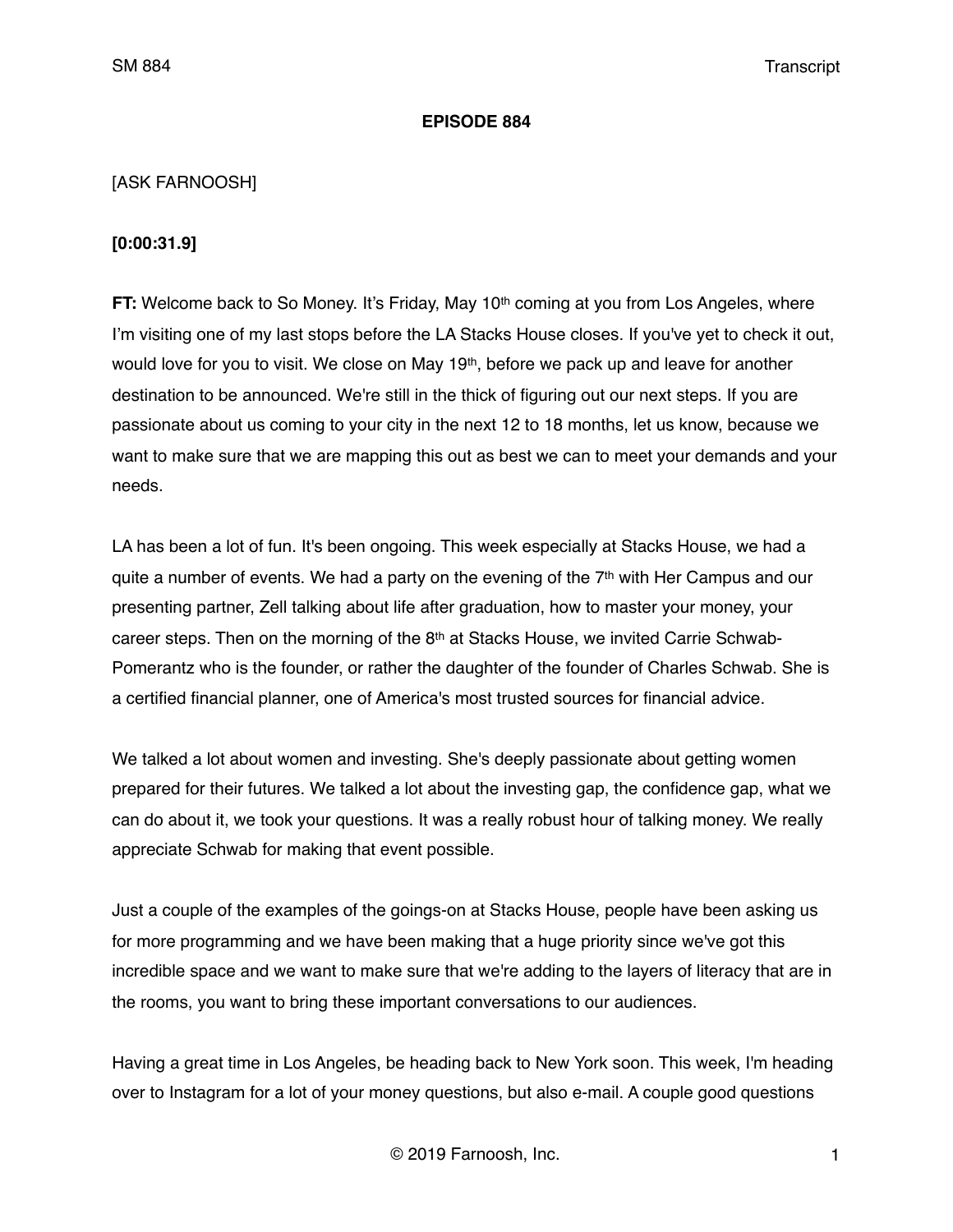**EPISODE 884**

[ASK FARNOOSH]

**[0:00:31.9]**

**FT:** Welcome back to So Money. It's Friday, May 10th coming at you from Los Angeles, where I'm visiting one of my last stops before the LA Stacks House closes. If you've yet to check it out, would love for you to visit. We close on May 19th, before we pack up and leave for another destination to be announced. We're still in the thick of figuring out our next steps. If you are passionate about us coming to your city in the next 12 to 18 months, let us know, because we want to make sure that we are mapping this out as best we can to meet your demands and your needs.

LA has been a lot of fun. It's been ongoing. This week especially at Stacks House, we had a quite a number of events. We had a party on the evening of the 7th with Her Campus and our presenting partner, Zell talking about life after graduation, how to master your money, your career steps. Then on the morning of the 8th at Stacks House, we invited Carrie Schwab-Pomerantz who is the founder, or rather the daughter of the founder of Charles Schwab. She is a certified financial planner, one of America's most trusted sources for financial advice.

We talked a lot about women and investing. She's deeply passionate about getting women prepared for their futures. We talked a lot about the investing gap, the confidence gap, what we can do about it, we took your questions. It was a really robust hour of talking money. We really appreciate Schwab for making that event possible.

Just a couple of the examples of the goings-on at Stacks House, people have been asking us for more programming and we have been making that a huge priority since we've got this incredible space and we want to make sure that we're adding to the layers of literacy that are in the rooms, you want to bring these important conversations to our audiences.

Having a great time in Los Angeles, be heading back to New York soon. This week, I'm heading over to Instagram for a lot of your money questions, but also e-mail. A couple good questions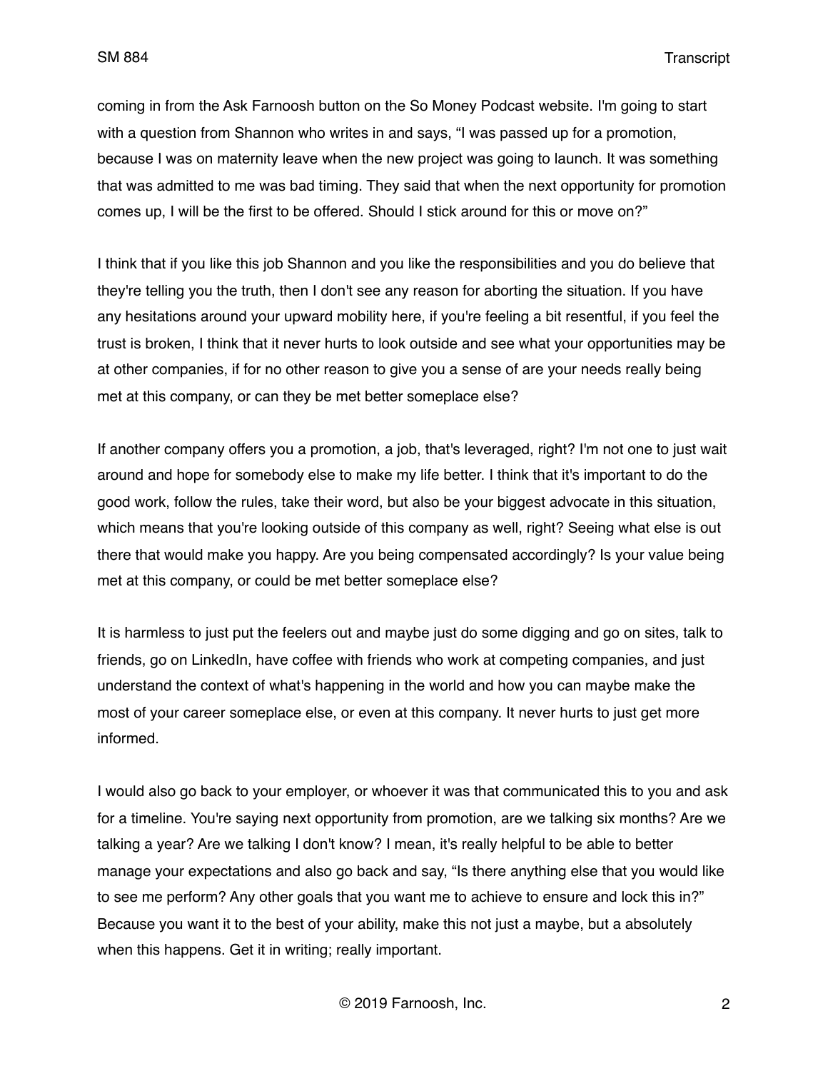coming in from the Ask Farnoosh button on the So Money Podcast website. I'm going to start with a question from Shannon who writes in and says, "I was passed up for a promotion, because I was on maternity leave when the new project was going to launch. It was something that was admitted to me was bad timing. They said that when the next opportunity for promotion comes up, I will be the first to be offered. Should I stick around for this or move on?"

I think that if you like this job Shannon and you like the responsibilities and you do believe that they're telling you the truth, then I don't see any reason for aborting the situation. If you have any hesitations around your upward mobility here, if you're feeling a bit resentful, if you feel the trust is broken, I think that it never hurts to look outside and see what your opportunities may be at other companies, if for no other reason to give you a sense of are your needs really being met at this company, or can they be met better someplace else?

If another company offers you a promotion, a job, that's leveraged, right? I'm not one to just wait around and hope for somebody else to make my life better. I think that it's important to do the good work, follow the rules, take their word, but also be your biggest advocate in this situation, which means that you're looking outside of this company as well, right? Seeing what else is out there that would make you happy. Are you being compensated accordingly? Is your value being met at this company, or could be met better someplace else?

It is harmless to just put the feelers out and maybe just do some digging and go on sites, talk to friends, go on LinkedIn, have coffee with friends who work at competing companies, and just understand the context of what's happening in the world and how you can maybe make the most of your career someplace else, or even at this company. It never hurts to just get more informed.

I would also go back to your employer, or whoever it was that communicated this to you and ask for a timeline. You're saying next opportunity from promotion, are we talking six months? Are we talking a year? Are we talking I don't know? I mean, it's really helpful to be able to better manage your expectations and also go back and say, "Is there anything else that you would like to see me perform? Any other goals that you want me to achieve to ensure and lock this in?" Because you want it to the best of your ability, make this not just a maybe, but a absolutely when this happens. Get it in writing; really important.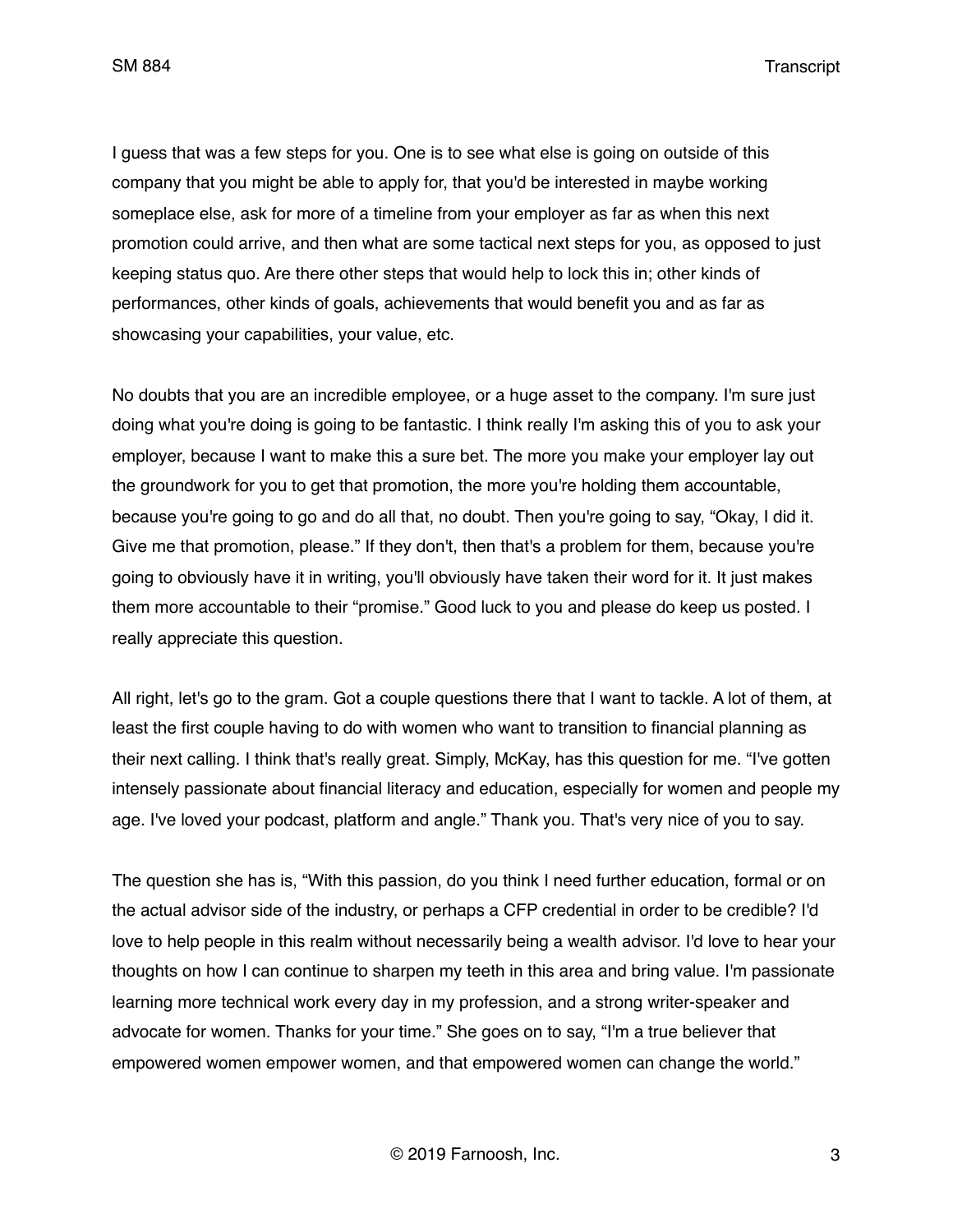I guess that was a few steps for you. One is to see what else is going on outside of this company that you might be able to apply for, that you'd be interested in maybe working someplace else, ask for more of a timeline from your employer as far as when this next promotion could arrive, and then what are some tactical next steps for you, as opposed to just keeping status quo. Are there other steps that would help to lock this in; other kinds of performances, other kinds of goals, achievements that would benefit you and as far as showcasing your capabilities, your value, etc.

No doubts that you are an incredible employee, or a huge asset to the company. I'm sure just doing what you're doing is going to be fantastic. I think really I'm asking this of you to ask your employer, because I want to make this a sure bet. The more you make your employer lay out the groundwork for you to get that promotion, the more you're holding them accountable, because you're going to go and do all that, no doubt. Then you're going to say, "Okay, I did it. Give me that promotion, please." If they don't, then that's a problem for them, because you're going to obviously have it in writing, you'll obviously have taken their word for it. It just makes them more accountable to their "promise." Good luck to you and please do keep us posted. I really appreciate this question.

All right, let's go to the gram. Got a couple questions there that I want to tackle. A lot of them, at least the first couple having to do with women who want to transition to financial planning as their next calling. I think that's really great. Simply, McKay, has this question for me. "I've gotten intensely passionate about financial literacy and education, especially for women and people my age. I've loved your podcast, platform and angle." Thank you. That's very nice of you to say.

The question she has is, "With this passion, do you think I need further education, formal or on the actual advisor side of the industry, or perhaps a CFP credential in order to be credible? I'd love to help people in this realm without necessarily being a wealth advisor. I'd love to hear your thoughts on how I can continue to sharpen my teeth in this area and bring value. I'm passionate learning more technical work every day in my profession, and a strong writer-speaker and advocate for women. Thanks for your time." She goes on to say, "I'm a true believer that empowered women empower women, and that empowered women can change the world."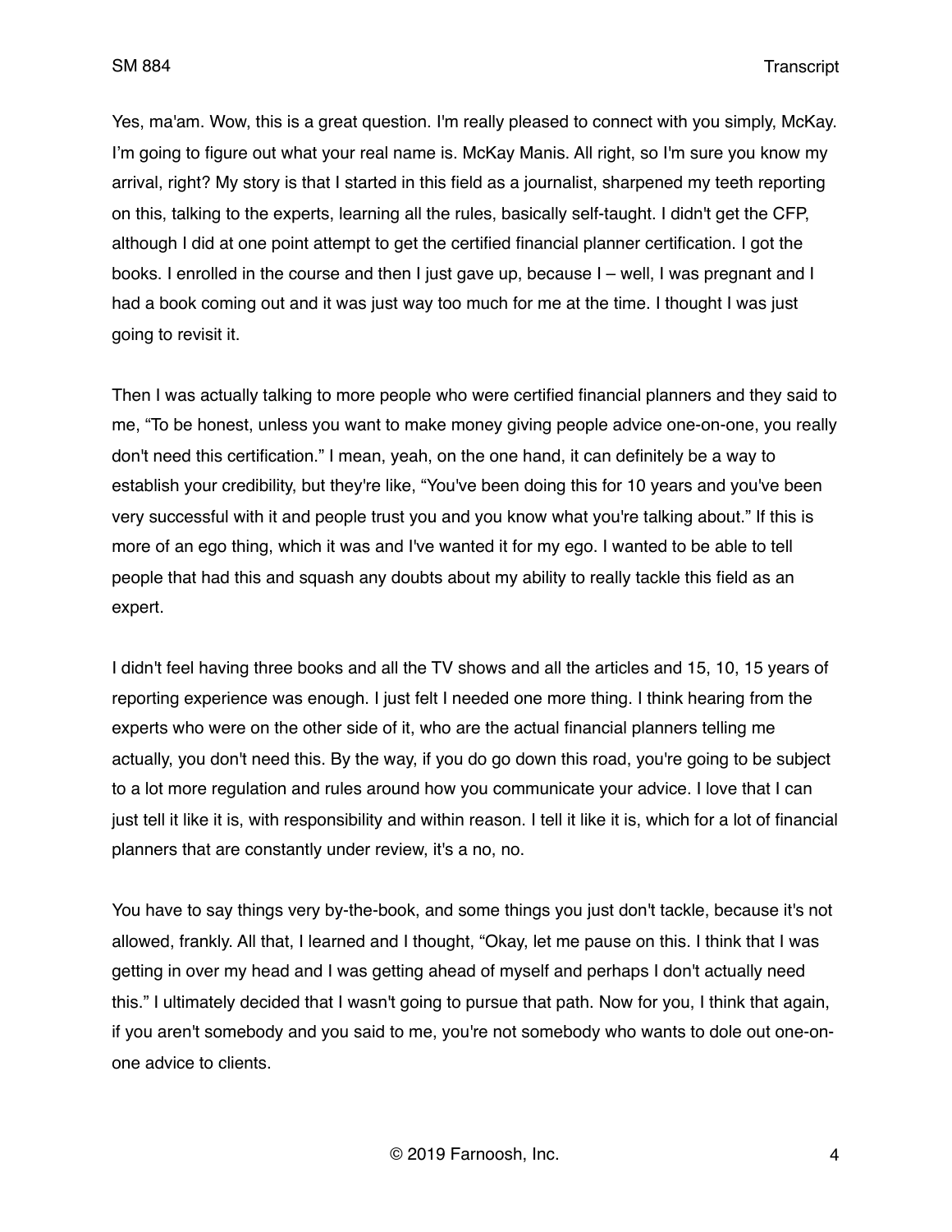Yes, ma'am. Wow, this is a great question. I'm really pleased to connect with you simply, McKay. I'm going to figure out what your real name is. McKay Manis. All right, so I'm sure you know my arrival, right? My story is that I started in this field as a journalist, sharpened my teeth reporting on this, talking to the experts, learning all the rules, basically self-taught. I didn't get the CFP, although I did at one point attempt to get the certified financial planner certification. I got the books. I enrolled in the course and then I just gave up, because I – well, I was pregnant and I had a book coming out and it was just way too much for me at the time. I thought I was just going to revisit it.

Then I was actually talking to more people who were certified financial planners and they said to me, "To be honest, unless you want to make money giving people advice one-on-one, you really don't need this certification." I mean, yeah, on the one hand, it can definitely be a way to establish your credibility, but they're like, "You've been doing this for 10 years and you've been very successful with it and people trust you and you know what you're talking about." If this is more of an ego thing, which it was and I've wanted it for my ego. I wanted to be able to tell people that had this and squash any doubts about my ability to really tackle this field as an expert.

I didn't feel having three books and all the TV shows and all the articles and 15, 10, 15 years of reporting experience was enough. I just felt I needed one more thing. I think hearing from the experts who were on the other side of it, who are the actual financial planners telling me actually, you don't need this. By the way, if you do go down this road, you're going to be subject to a lot more regulation and rules around how you communicate your advice. I love that I can just tell it like it is, with responsibility and within reason. I tell it like it is, which for a lot of financial planners that are constantly under review, it's a no, no.

You have to say things very by-the-book, and some things you just don't tackle, because it's not allowed, frankly. All that, I learned and I thought, "Okay, let me pause on this. I think that I was getting in over my head and I was getting ahead of myself and perhaps I don't actually need this." I ultimately decided that I wasn't going to pursue that path. Now for you, I think that again, if you aren't somebody and you said to me, you're not somebody who wants to dole out one-on-one advice to clients.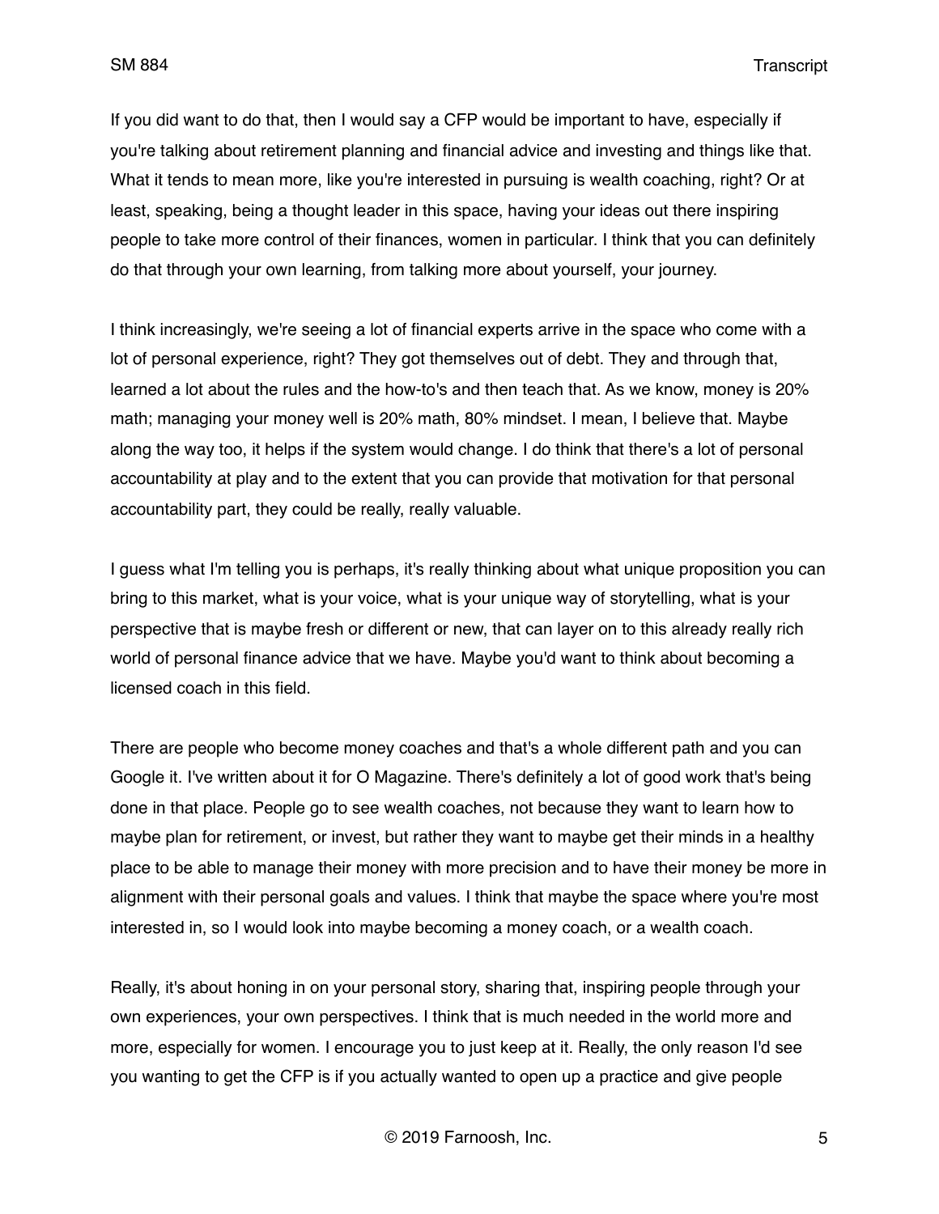If you did want to do that, then I would say a CFP would be important to have, especially if you're talking about retirement planning and financial advice and investing and things like that. What it tends to mean more, like you're interested in pursuing is wealth coaching, right? Or at least, speaking, being a thought leader in this space, having your ideas out there inspiring people to take more control of their finances, women in particular. I think that you can definitely do that through your own learning, from talking more about yourself, your journey.

I think increasingly, we're seeing a lot of financial experts arrive in the space who come with a lot of personal experience, right? They got themselves out of debt. They and through that, learned a lot about the rules and the how-to's and then teach that. As we know, money is 20% math; managing your money well is 20% math, 80% mindset. I mean, I believe that. Maybe along the way too, it helps if the system would change. I do think that there's a lot of personal accountability at play and to the extent that you can provide that motivation for that personal accountability part, they could be really, really valuable.

I guess what I'm telling you is perhaps, it's really thinking about what unique proposition you can bring to this market, what is your voice, what is your unique way of storytelling, what is your perspective that is maybe fresh or different or new, that can layer on to this already really rich world of personal finance advice that we have. Maybe you'd want to think about becoming a licensed coach in this field.

There are people who become money coaches and that's a whole different path and you can Google it. I've written about it for O Magazine. There's definitely a lot of good work that's being done in that place. People go to see wealth coaches, not because they want to learn how to maybe plan for retirement, or invest, but rather they want to maybe get their minds in a healthy place to be able to manage their money with more precision and to have their money be more in alignment with their personal goals and values. I think that maybe the space where you're most interested in, so I would look into maybe becoming a money coach, or a wealth coach.

Really, it's about honing in on your personal story, sharing that, inspiring people through your own experiences, your own perspectives. I think that is much needed in the world more and more, especially for women. I encourage you to just keep at it. Really, the only reason I'd see you wanting to get the CFP is if you actually wanted to open up a practice and give people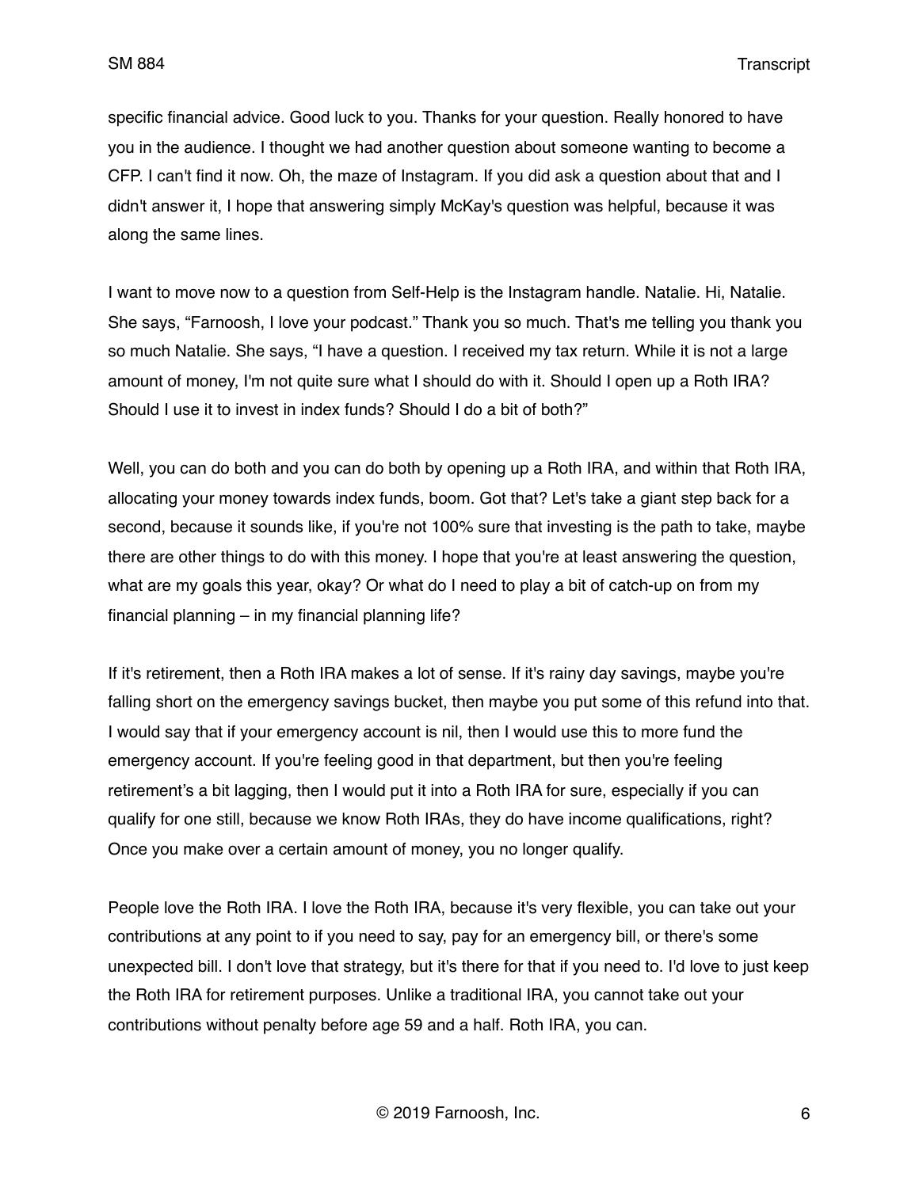specific financial advice. Good luck to you. Thanks for your question. Really honored to have you in the audience. I thought we had another question about someone wanting to become a CFP. I can't find it now. Oh, the maze of Instagram. If you did ask a question about that and I didn't answer it, I hope that answering simply McKay's question was helpful, because it was along the same lines.

I want to move now to a question from Self-Help is the Instagram handle. Natalie. Hi, Natalie. She says, "Farnoosh, I love your podcast." Thank you so much. That's me telling you thank you so much Natalie. She says, "I have a question. I received my tax return. While it is not a large amount of money, I'm not quite sure what I should do with it. Should I open up a Roth IRA? Should I use it to invest in index funds? Should I do a bit of both?"

Well, you can do both and you can do both by opening up a Roth IRA, and within that Roth IRA, allocating your money towards index funds, boom. Got that? Let's take a giant step back for a second, because it sounds like, if you're not 100% sure that investing is the path to take, maybe there are other things to do with this money. I hope that you're at least answering the question, what are my goals this year, okay? Or what do I need to play a bit of catch-up on from my financial planning – in my financial planning life?

If it's retirement, then a Roth IRA makes a lot of sense. If it's rainy day savings, maybe you're falling short on the emergency savings bucket, then maybe you put some of this refund into that. I would say that if your emergency account is nil, then I would use this to more fund the emergency account. If you're feeling good in that department, but then you're feeling retirement's a bit lagging, then I would put it into a Roth IRA for sure, especially if you can qualify for one still, because we know Roth IRAs, they do have income qualifications, right? Once you make over a certain amount of money, you no longer qualify.

People love the Roth IRA. I love the Roth IRA, because it's very flexible, you can take out your contributions at any point to if you need to say, pay for an emergency bill, or there's some unexpected bill. I don't love that strategy, but it's there for that if you need to. I'd love to just keep the Roth IRA for retirement purposes. Unlike a traditional IRA, you cannot take out your contributions without penalty before age 59 and a half. Roth IRA, you can.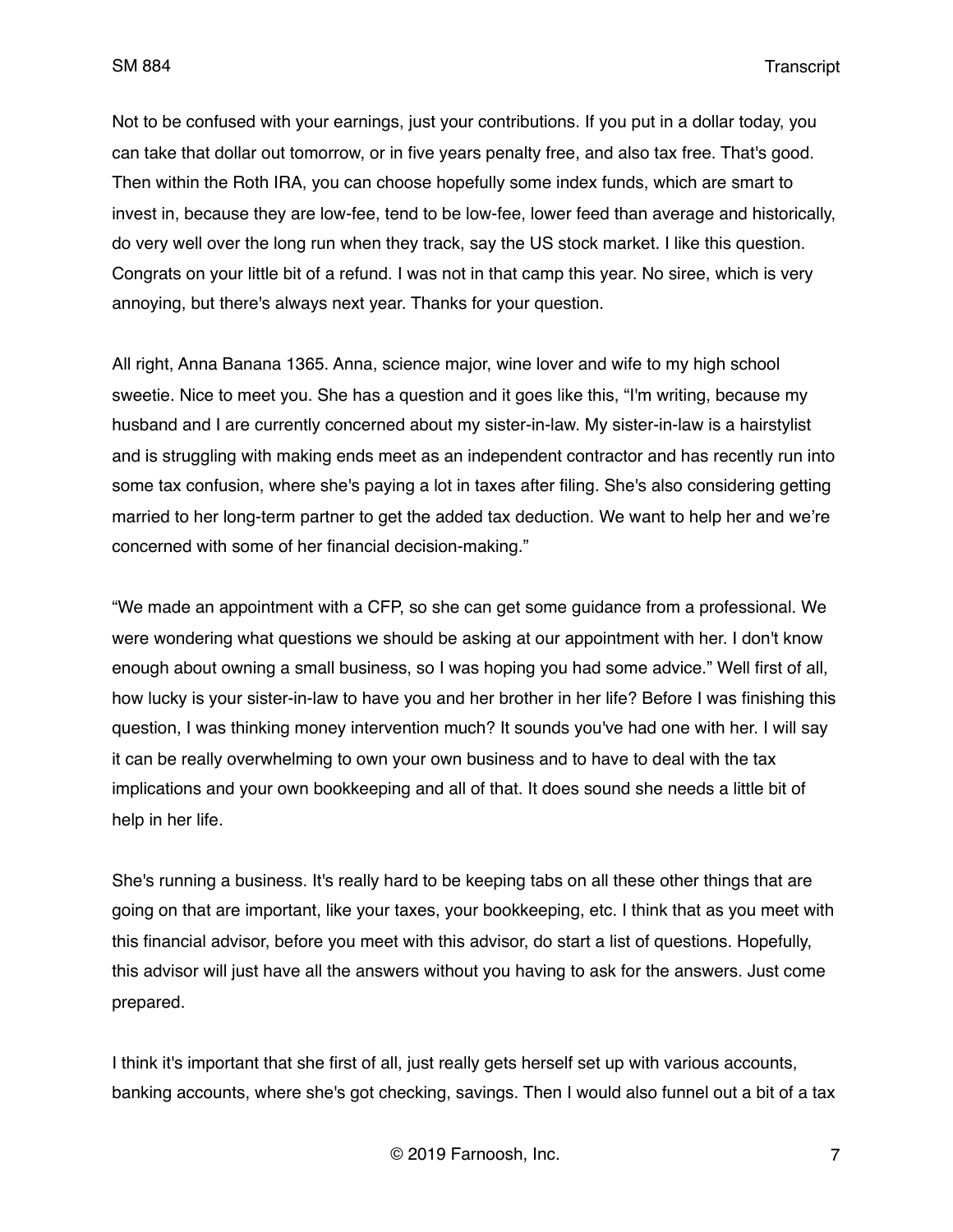Not to be confused with your earnings, just your contributions. If you put in a dollar today, you can take that dollar out tomorrow, or in five years penalty free, and also tax free. That's good. Then within the Roth IRA, you can choose hopefully some index funds, which are smart to invest in, because they are low-fee, tend to be low-fee, lower feed than average and historically, do very well over the long run when they track, say the US stock market. I like this question. Congrats on your little bit of a refund. I was not in that camp this year. No siree, which is very annoying, but there's always next year. Thanks for your question.

All right, Anna Banana 1365. Anna, science major, wine lover and wife to my high school sweetie. Nice to meet you. She has a question and it goes like this, "I'm writing, because my husband and I are currently concerned about my sister-in-law. My sister-in-law is a hairstylist and is struggling with making ends meet as an independent contractor and has recently run into some tax confusion, where she's paying a lot in taxes after filing. She's also considering getting married to her long-term partner to get the added tax deduction. We want to help her and we're concerned with some of her financial decision-making."

"We made an appointment with a CFP, so she can get some guidance from a professional. We were wondering what questions we should be asking at our appointment with her. I don't know enough about owning a small business, so I was hoping you had some advice." Well first of all, how lucky is your sister-in-law to have you and her brother in her life? Before I was finishing this question, I was thinking money intervention much? It sounds you've had one with her. I will say it can be really overwhelming to own your own business and to have to deal with the tax implications and your own bookkeeping and all of that. It does sound she needs a little bit of help in her life.

She's running a business. It's really hard to be keeping tabs on all these other things that are going on that are important, like your taxes, your bookkeeping, etc. I think that as you meet with this financial advisor, before you meet with this advisor, do start a list of questions. Hopefully, this advisor will just have all the answers without you having to ask for the answers. Just come prepared.

I think it's important that she first of all, just really gets herself set up with various accounts, banking accounts, where she's got checking, savings. Then I would also funnel out a bit of a tax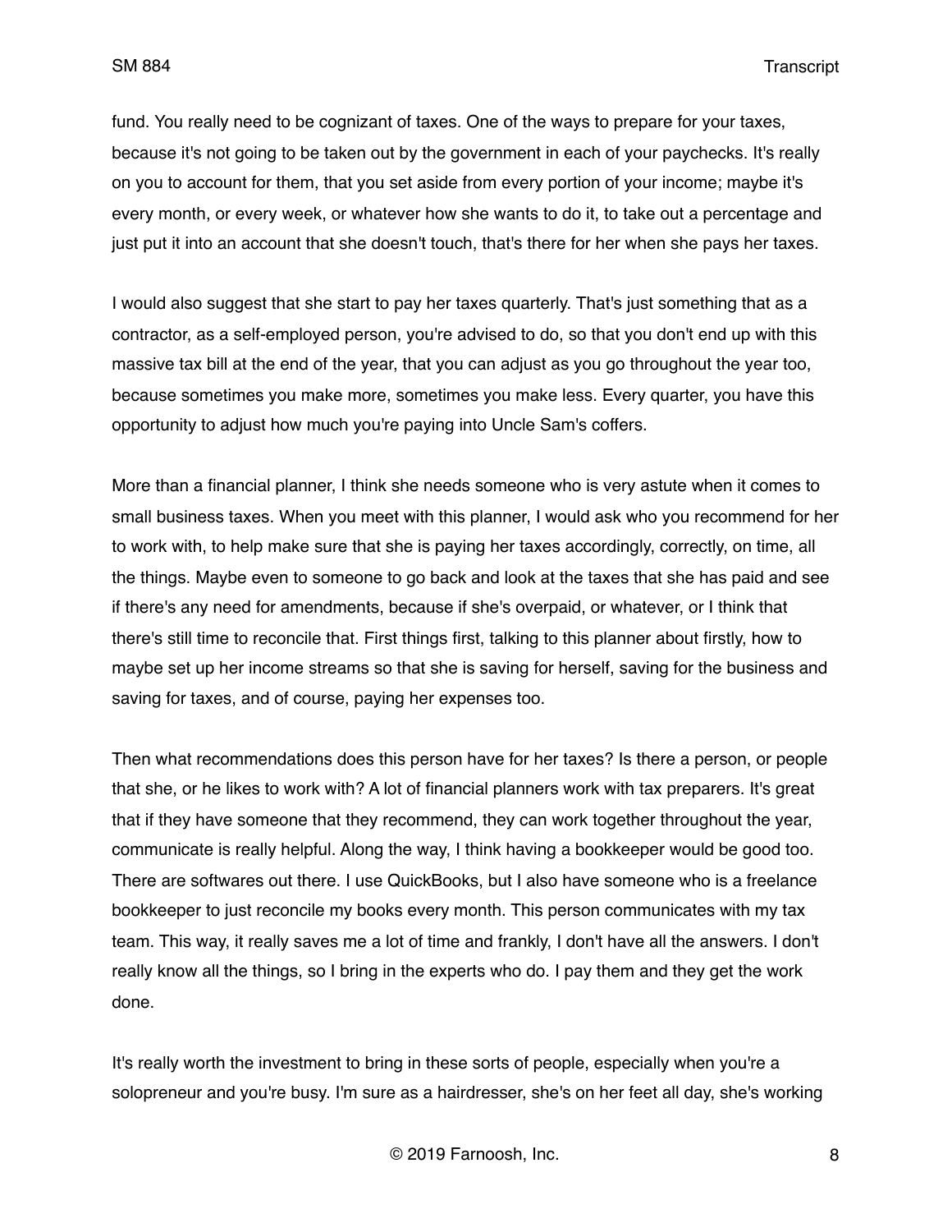fund. You really need to be cognizant of taxes. One of the ways to prepare for your taxes, because it's not going to be taken out by the government in each of your paychecks. It's really on you to account for them, that you set aside from every portion of your income; maybe it's every month, or every week, or whatever how she wants to do it, to take out a percentage and just put it into an account that she doesn't touch, that's there for her when she pays her taxes.

I would also suggest that she start to pay her taxes quarterly. That's just something that as a contractor, as a self-employed person, you're advised to do, so that you don't end up with this massive tax bill at the end of the year, that you can adjust as you go throughout the year too, because sometimes you make more, sometimes you make less. Every quarter, you have this opportunity to adjust how much you're paying into Uncle Sam's coffers.

More than a financial planner, I think she needs someone who is very astute when it comes to small business taxes. When you meet with this planner, I would ask who you recommend for her to work with, to help make sure that she is paying her taxes accordingly, correctly, on time, all the things. Maybe even to someone to go back and look at the taxes that she has paid and see if there's any need for amendments, because if she's overpaid, or whatever, or I think that there's still time to reconcile that. First things first, talking to this planner about firstly, how to maybe set up her income streams so that she is saving for herself, saving for the business and saving for taxes, and of course, paying her expenses too.

Then what recommendations does this person have for her taxes? Is there a person, or people that she, or he likes to work with? A lot of financial planners work with tax preparers. It's great that if they have someone that they recommend, they can work together throughout the year, communicate is really helpful. Along the way, I think having a bookkeeper would be good too. There are softwares out there. I use QuickBooks, but I also have someone who is a freelance bookkeeper to just reconcile my books every month. This person communicates with my tax team. This way, it really saves me a lot of time and frankly, I don't have all the answers. I don't really know all the things, so I bring in the experts who do. I pay them and they get the work done.

It's really worth the investment to bring in these sorts of people, especially when you're a solopreneur and you're busy. I'm sure as a hairdresser, she's on her feet all day, she's working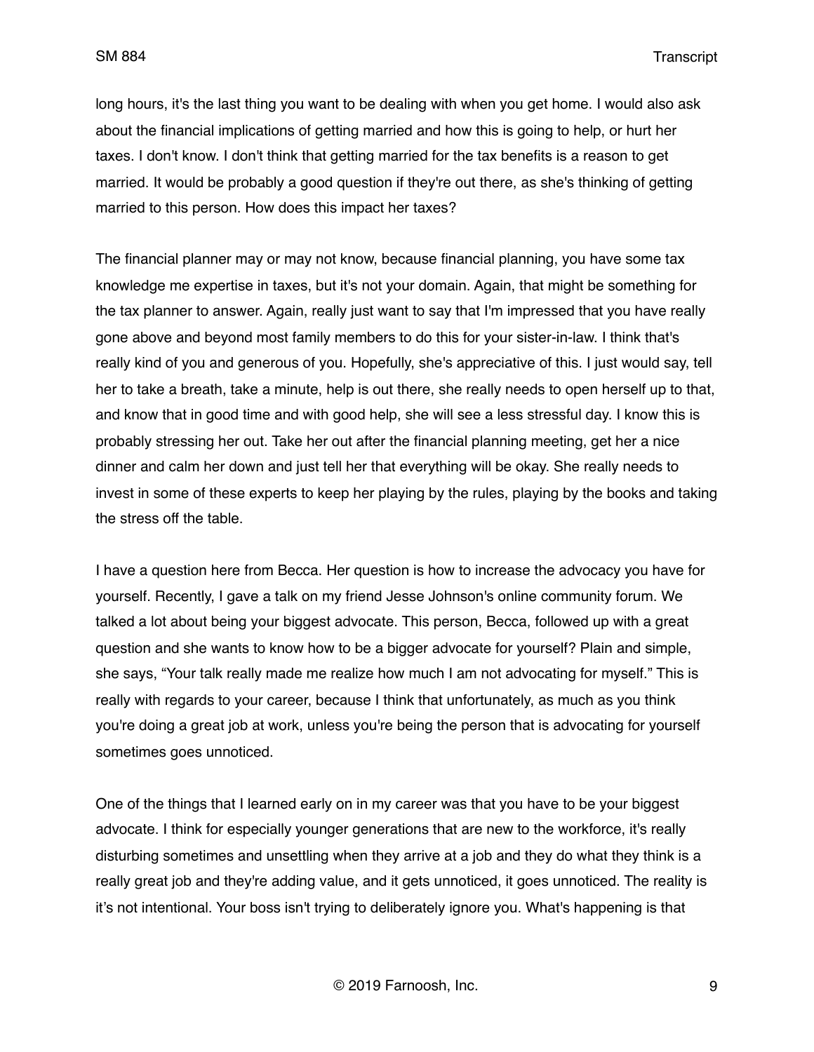long hours, it's the last thing you want to be dealing with when you get home. I would also ask about the financial implications of getting married and how this is going to help, or hurt her taxes. I don't know. I don't think that getting married for the tax benefits is a reason to get married. It would be probably a good question if they're out there, as she's thinking of getting married to this person. How does this impact her taxes?

The financial planner may or may not know, because financial planning, you have some tax knowledge me expertise in taxes, but it's not your domain. Again, that might be something for the tax planner to answer. Again, really just want to say that I'm impressed that you have really gone above and beyond most family members to do this for your sister-in-law. I think that's really kind of you and generous of you. Hopefully, she's appreciative of this. I just would say, tell her to take a breath, take a minute, help is out there, she really needs to open herself up to that, and know that in good time and with good help, she will see a less stressful day. I know this is probably stressing her out. Take her out after the financial planning meeting, get her a nice dinner and calm her down and just tell her that everything will be okay. She really needs to invest in some of these experts to keep her playing by the rules, playing by the books and taking the stress off the table.

I have a question here from Becca. Her question is how to increase the advocacy you have for yourself. Recently, I gave a talk on my friend Jesse Johnson's online community forum. We talked a lot about being your biggest advocate. This person, Becca, followed up with a great question and she wants to know how to be a bigger advocate for yourself? Plain and simple, she says, "Your talk really made me realize how much I am not advocating for myself." This is really with regards to your career, because I think that unfortunately, as much as you think you're doing a great job at work, unless you're being the person that is advocating for yourself sometimes goes unnoticed.

One of the things that I learned early on in my career was that you have to be your biggest advocate. I think for especially younger generations that are new to the workforce, it's really disturbing sometimes and unsettling when they arrive at a job and they do what they think is a really great job and they're adding value, and it gets unnoticed, it goes unnoticed. The reality is it's not intentional. Your boss isn't trying to deliberately ignore you. What's happening is that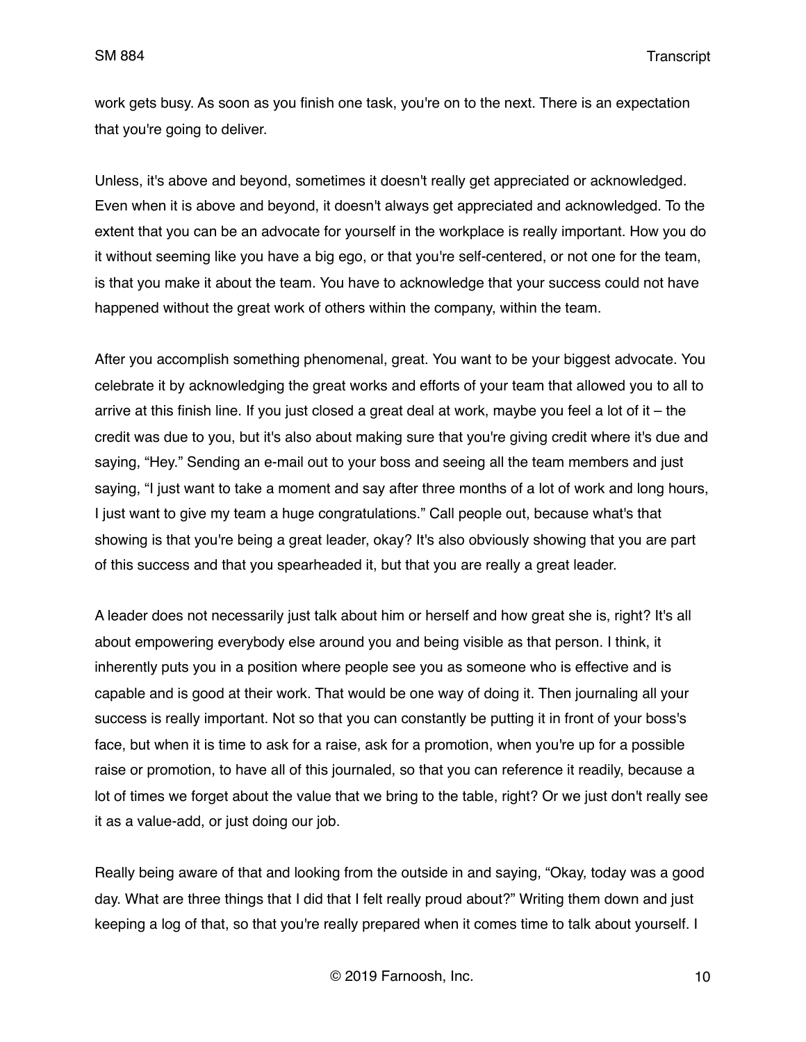work gets busy. As soon as you finish one task, you're on to the next. There is an expectation that you're going to deliver.

Unless, it's above and beyond, sometimes it doesn't really get appreciated or acknowledged. Even when it is above and beyond, it doesn't always get appreciated and acknowledged. To the extent that you can be an advocate for yourself in the workplace is really important. How you do it without seeming like you have a big ego, or that you're self-centered, or not one for the team, is that you make it about the team. You have to acknowledge that your success could not have happened without the great work of others within the company, within the team.

After you accomplish something phenomenal, great. You want to be your biggest advocate. You celebrate it by acknowledging the great works and efforts of your team that allowed you to all to arrive at this finish line. If you just closed a great deal at work, maybe you feel a lot of it – the credit was due to you, but it's also about making sure that you're giving credit where it's due and saying, "Hey." Sending an e-mail out to your boss and seeing all the team members and just saying, "I just want to take a moment and say after three months of a lot of work and long hours, I just want to give my team a huge congratulations." Call people out, because what's that showing is that you're being a great leader, okay? It's also obviously showing that you are part of this success and that you spearheaded it, but that you are really a great leader.

A leader does not necessarily just talk about him or herself and how great she is, right? It's all about empowering everybody else around you and being visible as that person. I think, it inherently puts you in a position where people see you as someone who is effective and is capable and is good at their work. That would be one way of doing it. Then journaling all your success is really important. Not so that you can constantly be putting it in front of your boss's face, but when it is time to ask for a raise, ask for a promotion, when you're up for a possible raise or promotion, to have all of this journaled, so that you can reference it readily, because a lot of times we forget about the value that we bring to the table, right? Or we just don't really see it as a value-add, or just doing our job.

Really being aware of that and looking from the outside in and saying, "Okay, today was a good day. What are three things that I did that I felt really proud about?" Writing them down and just keeping a log of that, so that you're really prepared when it comes time to talk about yourself. I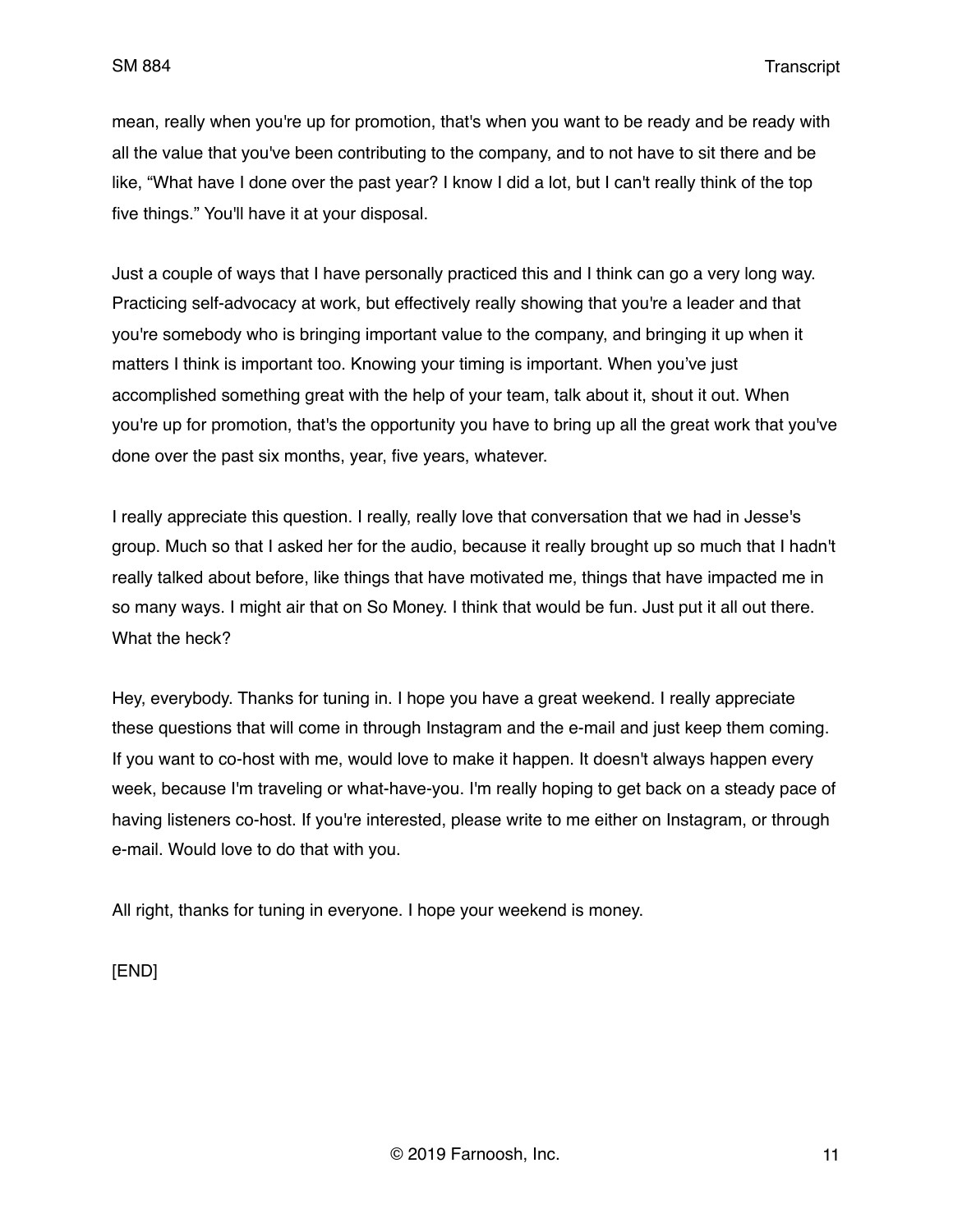mean, really when you're up for promotion, that's when you want to be ready and be ready with all the value that you've been contributing to the company, and to not have to sit there and be like, "What have I done over the past year? I know I did a lot, but I can't really think of the top five things." You'll have it at your disposal.

Just a couple of ways that I have personally practiced this and I think can go a very long way. Practicing self-advocacy at work, but effectively really showing that you're a leader and that you're somebody who is bringing important value to the company, and bringing it up when it matters I think is important too. Knowing your timing is important. When you've just accomplished something great with the help of your team, talk about it, shout it out. When you're up for promotion, that's the opportunity you have to bring up all the great work that you've done over the past six months, year, five years, whatever.

I really appreciate this question. I really, really love that conversation that we had in Jesse's group. Much so that I asked her for the audio, because it really brought up so much that I hadn't really talked about before, like things that have motivated me, things that have impacted me in so many ways. I might air that on So Money. I think that would be fun. Just put it all out there. What the heck?

Hey, everybody. Thanks for tuning in. I hope you have a great weekend. I really appreciate these questions that will come in through Instagram and the e-mail and just keep them coming. If you want to co-host with me, would love to make it happen. It doesn't always happen every week, because I'm traveling or what-have-you. I'm really hoping to get back on a steady pace of having listeners co-host. If you're interested, please write to me either on Instagram, or through e-mail. Would love to do that with you.

All right, thanks for tuning in everyone. I hope your weekend is money.

[END]